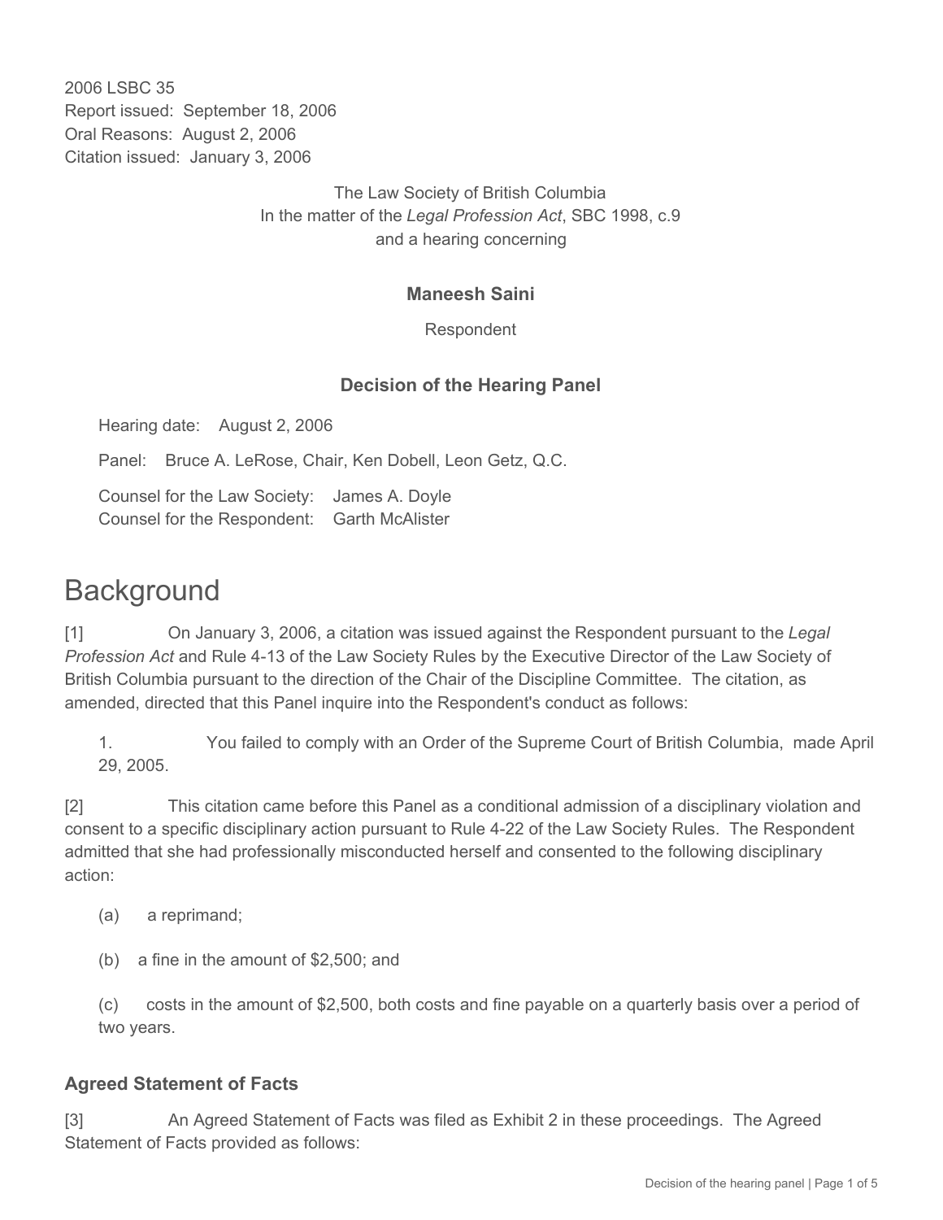2006 LSBC 35
Report issued: September 18, 2006
Oral Reasons: August 2, 2006
Citation issued: January 3, 2006

The Law Society of British Columbia
In the matter of the *Legal Profession Act*, SBC 1998, c.9
and a hearing concerning

**Maneesh Saini**

Respondent

**Decision of the Hearing Panel**

Hearing date: August 2, 2006

Panel: Bruce A. LeRose, Chair, Ken Dobell, Leon Getz, Q.C.

Counsel for the Law Society: James A. Doyle
Counsel for the Respondent: Garth McAlister

# Background

[1] On January 3, 2006, a citation was issued against the Respondent pursuant to the *Legal Profession Act* and Rule 4-13 of the Law Society Rules by the Executive Director of the Law Society of British Columbia pursuant to the direction of the Chair of the Discipline Committee. The citation, as amended, directed that this Panel inquire into the Respondent's conduct as follows:

1. You failed to comply with an Order of the Supreme Court of British Columbia, made April 29, 2005.

[2] This citation came before this Panel as a conditional admission of a disciplinary violation and consent to a specific disciplinary action pursuant to Rule 4-22 of the Law Society Rules. The Respondent admitted that she had professionally misconducted herself and consented to the following disciplinary action:

(a) a reprimand;

(b) a fine in the amount of $2,500; and

(c) costs in the amount of $2,500, both costs and fine payable on a quarterly basis over a period of two years.

### Agreed Statement of Facts

[3] An Agreed Statement of Facts was filed as Exhibit 2 in these proceedings. The Agreed Statement of Facts provided as follows: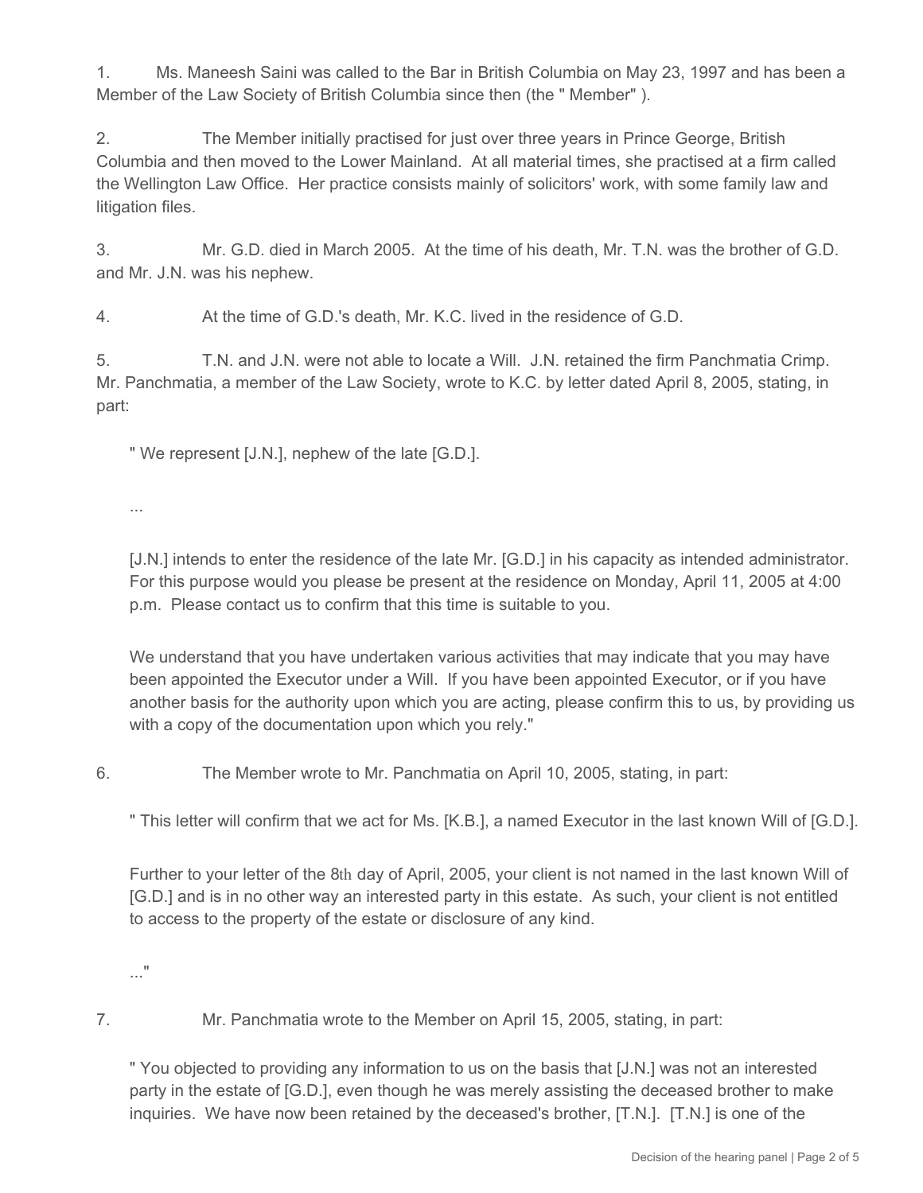1. Ms. Maneesh Saini was called to the Bar in British Columbia on May 23, 1997 and has been a Member of the Law Society of British Columbia since then (the " Member" ).

2. The Member initially practised for just over three years in Prince George, British Columbia and then moved to the Lower Mainland. At all material times, she practised at a firm called the Wellington Law Office. Her practice consists mainly of solicitors' work, with some family law and litigation files.

3. Mr. G.D. died in March 2005. At the time of his death, Mr. T.N. was the brother of G.D. and Mr. J.N. was his nephew.

4. At the time of G.D.'s death, Mr. K.C. lived in the residence of G.D.

5. T.N. and J.N. were not able to locate a Will. J.N. retained the firm Panchmatia Crimp. Mr. Panchmatia, a member of the Law Society, wrote to K.C. by letter dated April 8, 2005, stating, in part:

> " We represent [J.N.], nephew of the late [G.D.].
>
> ...
>
> [J.N.] intends to enter the residence of the late Mr. [G.D.] in his capacity as intended administrator. For this purpose would you please be present at the residence on Monday, April 11, 2005 at 4:00 p.m. Please contact us to confirm that this time is suitable to you.
>
> We understand that you have undertaken various activities that may indicate that you may have been appointed the Executor under a Will. If you have been appointed Executor, or if you have another basis for the authority upon which you are acting, please confirm this to us, by providing us with a copy of the documentation upon which you rely."

6. The Member wrote to Mr. Panchmatia on April 10, 2005, stating, in part:

> " This letter will confirm that we act for Ms. [K.B.], a named Executor in the last known Will of [G.D.].
>
> Further to your letter of the 8th day of April, 2005, your client is not named in the last known Will of [G.D.] and is in no other way an interested party in this estate. As such, your client is not entitled to access to the property of the estate or disclosure of any kind.
>
> ..."

7. Mr. Panchmatia wrote to the Member on April 15, 2005, stating, in part:

> " You objected to providing any information to us on the basis that [J.N.] was not an interested party in the estate of [G.D.], even though he was merely assisting the deceased brother to make inquiries. We have now been retained by the deceased's brother, [T.N.]. [T.N.] is one of the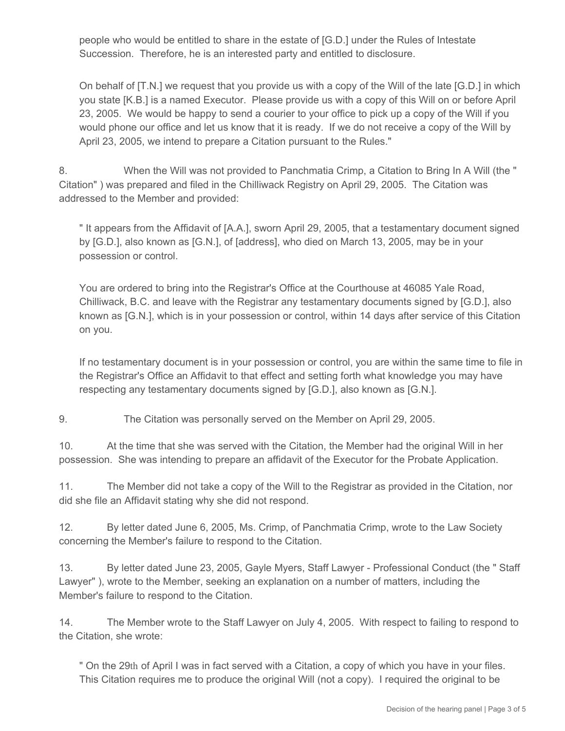people who would be entitled to share in the estate of [G.D.] under the Rules of Intestate Succession. Therefore, he is an interested party and entitled to disclosure.

> On behalf of [T.N.] we request that you provide us with a copy of the Will of the late [G.D.] in which you state [K.B.] is a named Executor. Please provide us with a copy of this Will on or before April 23, 2005. We would be happy to send a courier to your office to pick up a copy of the Will if you would phone our office and let us know that it is ready. If we do not receive a copy of the Will by April 23, 2005, we intend to prepare a Citation pursuant to the Rules."

8. When the Will was not provided to Panchmatia Crimp, a Citation to Bring In A Will (the " Citation" ) was prepared and filed in the Chilliwack Registry on April 29, 2005. The Citation was addressed to the Member and provided:

> " It appears from the Affidavit of [A.A.], sworn April 29, 2005, that a testamentary document signed by [G.D.], also known as [G.N.], of [address], who died on March 13, 2005, may be in your possession or control.
>
> You are ordered to bring into the Registrar's Office at the Courthouse at 46085 Yale Road, Chilliwack, B.C. and leave with the Registrar any testamentary documents signed by [G.D.], also known as [G.N.], which is in your possession or control, within 14 days after service of this Citation on you.
>
> If no testamentary document is in your possession or control, you are within the same time to file in the Registrar's Office an Affidavit to that effect and setting forth what knowledge you may have respecting any testamentary documents signed by [G.D.], also known as [G.N.].

9. The Citation was personally served on the Member on April 29, 2005.

10. At the time that she was served with the Citation, the Member had the original Will in her possession. She was intending to prepare an affidavit of the Executor for the Probate Application.

11. The Member did not take a copy of the Will to the Registrar as provided in the Citation, nor did she file an Affidavit stating why she did not respond.

12. By letter dated June 6, 2005, Ms. Crimp, of Panchmatia Crimp, wrote to the Law Society concerning the Member's failure to respond to the Citation.

13. By letter dated June 23, 2005, Gayle Myers, Staff Lawyer - Professional Conduct (the " Staff Lawyer" ), wrote to the Member, seeking an explanation on a number of matters, including the Member's failure to respond to the Citation.

14. The Member wrote to the Staff Lawyer on July 4, 2005. With respect to failing to respond to the Citation, she wrote:

> " On the 29th of April I was in fact served with a Citation, a copy of which you have in your files. This Citation requires me to produce the original Will (not a copy). I required the original to be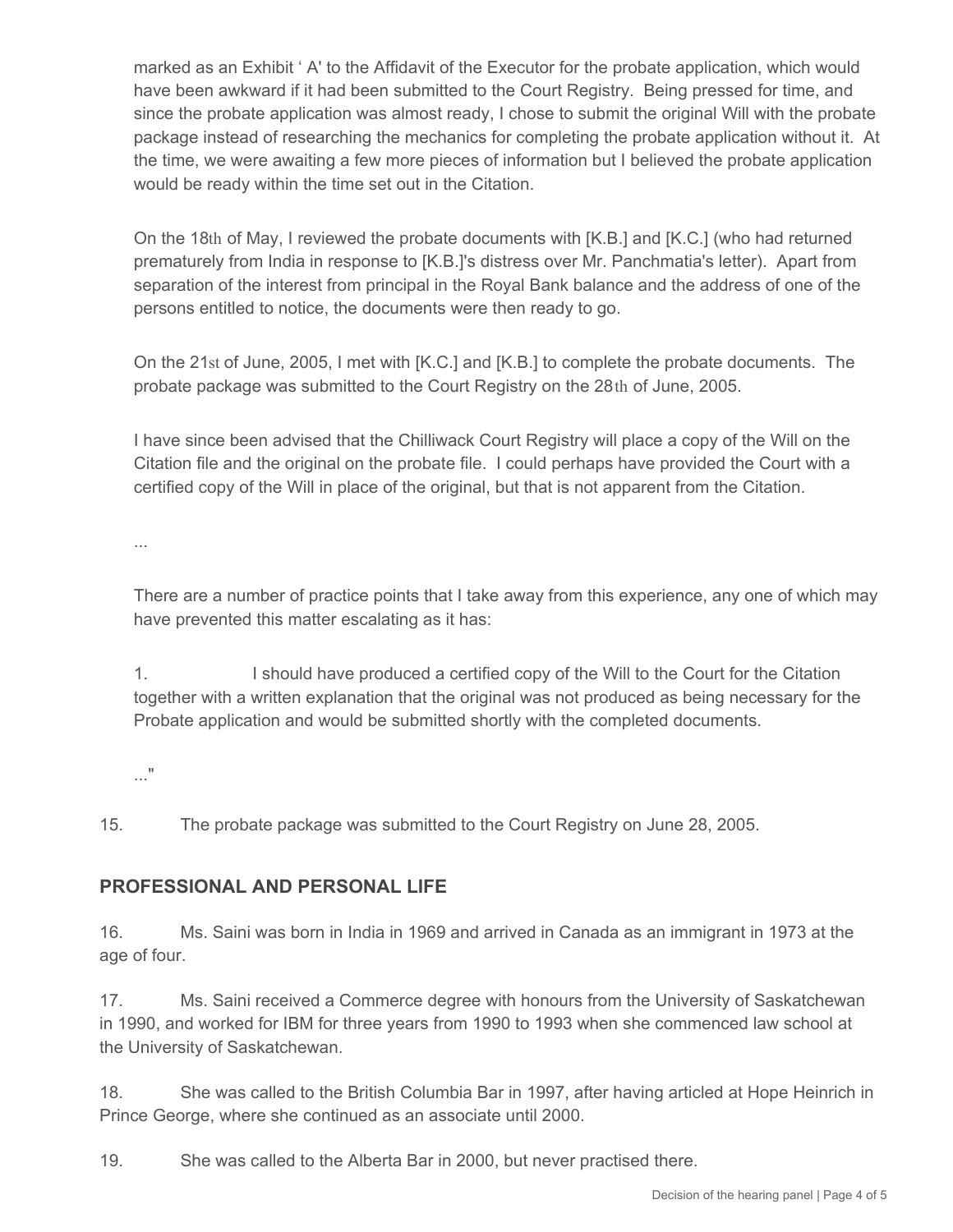marked as an Exhibit ' A' to the Affidavit of the Executor for the probate application, which would have been awkward if it had been submitted to the Court Registry. Being pressed for time, and since the probate application was almost ready, I chose to submit the original Will with the probate package instead of researching the mechanics for completing the probate application without it. At the time, we were awaiting a few more pieces of information but I believed the probate application would be ready within the time set out in the Citation.

On the 18th of May, I reviewed the probate documents with [K.B.] and [K.C.] (who had returned prematurely from India in response to [K.B.]'s distress over Mr. Panchmatia's letter). Apart from separation of the interest from principal in the Royal Bank balance and the address of one of the persons entitled to notice, the documents were then ready to go.

On the 21st of June, 2005, I met with [K.C.] and [K.B.] to complete the probate documents. The probate package was submitted to the Court Registry on the 28th of June, 2005.

I have since been advised that the Chilliwack Court Registry will place a copy of the Will on the Citation file and the original on the probate file. I could perhaps have provided the Court with a certified copy of the Will in place of the original, but that is not apparent from the Citation.

...

There are a number of practice points that I take away from this experience, any one of which may have prevented this matter escalating as it has:

1. I should have produced a certified copy of the Will to the Court for the Citation together with a written explanation that the original was not produced as being necessary for the Probate application and would be submitted shortly with the completed documents.

..."

15. The probate package was submitted to the Court Registry on June 28, 2005.

## PROFESSIONAL AND PERSONAL LIFE

16. Ms. Saini was born in India in 1969 and arrived in Canada as an immigrant in 1973 at the age of four.

17. Ms. Saini received a Commerce degree with honours from the University of Saskatchewan in 1990, and worked for IBM for three years from 1990 to 1993 when she commenced law school at the University of Saskatchewan.

18. She was called to the British Columbia Bar in 1997, after having articled at Hope Heinrich in Prince George, where she continued as an associate until 2000.

19. She was called to the Alberta Bar in 2000, but never practised there.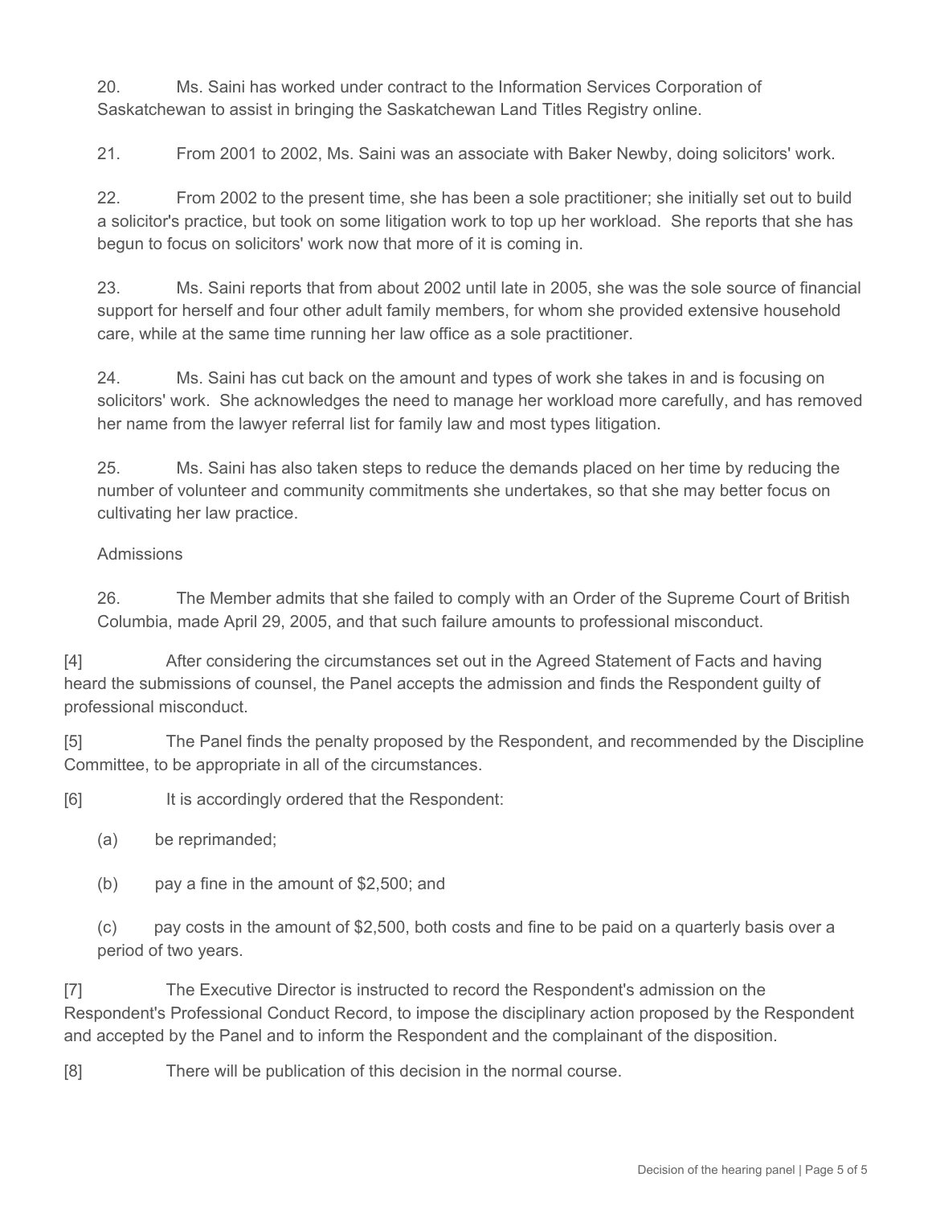20. Ms. Saini has worked under contract to the Information Services Corporation of Saskatchewan to assist in bringing the Saskatchewan Land Titles Registry online.

21. From 2001 to 2002, Ms. Saini was an associate with Baker Newby, doing solicitors' work.

22. From 2002 to the present time, she has been a sole practitioner; she initially set out to build a solicitor's practice, but took on some litigation work to top up her workload. She reports that she has begun to focus on solicitors' work now that more of it is coming in.

23. Ms. Saini reports that from about 2002 until late in 2005, she was the sole source of financial support for herself and four other adult family members, for whom she provided extensive household care, while at the same time running her law office as a sole practitioner.

24. Ms. Saini has cut back on the amount and types of work she takes in and is focusing on solicitors' work. She acknowledges the need to manage her workload more carefully, and has removed her name from the lawyer referral list for family law and most types litigation.

25. Ms. Saini has also taken steps to reduce the demands placed on her time by reducing the number of volunteer and community commitments she undertakes, so that she may better focus on cultivating her law practice.

Admissions

26. The Member admits that she failed to comply with an Order of the Supreme Court of British Columbia, made April 29, 2005, and that such failure amounts to professional misconduct.

[4] After considering the circumstances set out in the Agreed Statement of Facts and having heard the submissions of counsel, the Panel accepts the admission and finds the Respondent guilty of professional misconduct.

[5] The Panel finds the penalty proposed by the Respondent, and recommended by the Discipline Committee, to be appropriate in all of the circumstances.

[6] It is accordingly ordered that the Respondent:

(a) be reprimanded;

(b) pay a fine in the amount of $2,500; and

(c) pay costs in the amount of $2,500, both costs and fine to be paid on a quarterly basis over a period of two years.

[7] The Executive Director is instructed to record the Respondent's admission on the Respondent's Professional Conduct Record, to impose the disciplinary action proposed by the Respondent and accepted by the Panel and to inform the Respondent and the complainant of the disposition.

[8] There will be publication of this decision in the normal course.